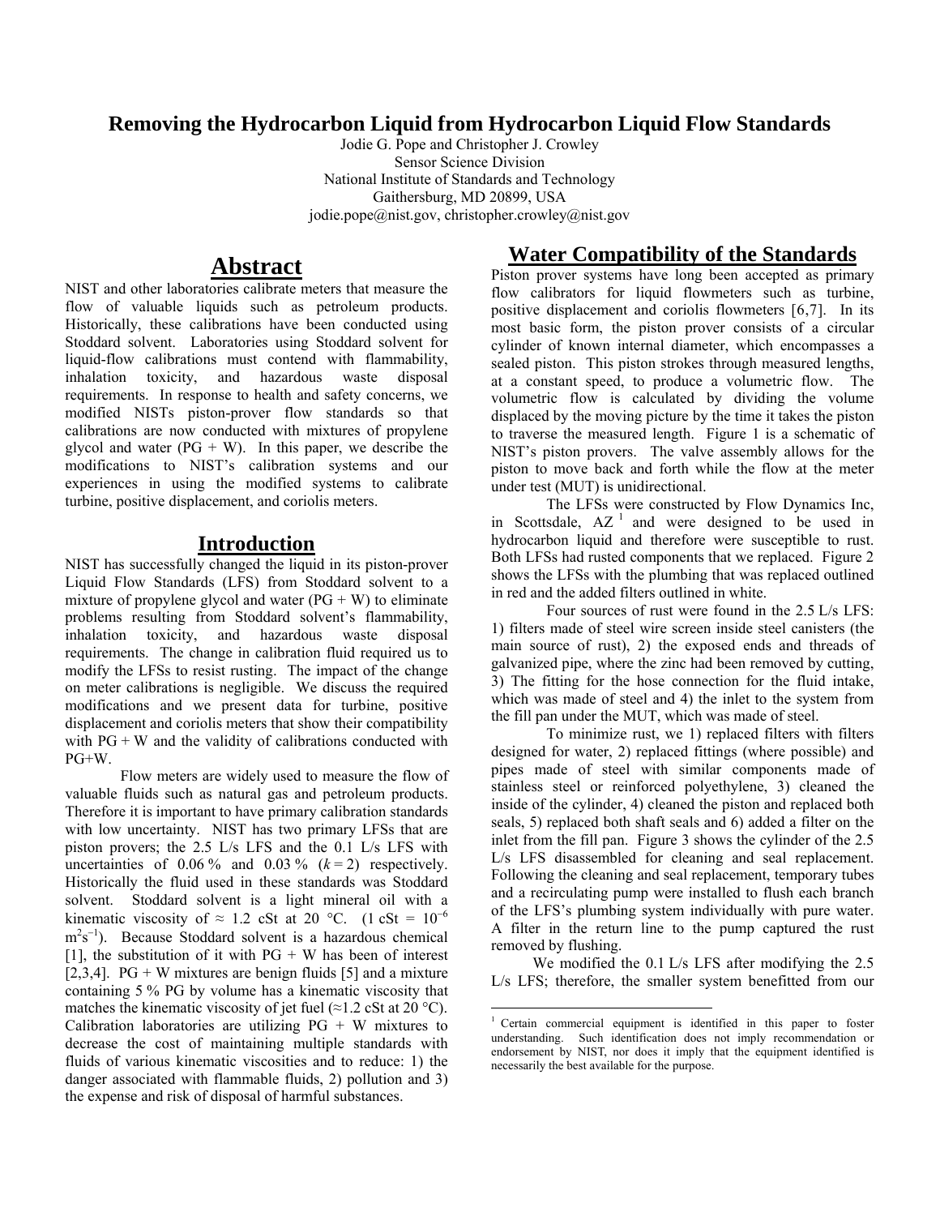# Removing the Hydrocarbon Liquid from Hydrocarbon Liquid Flow Standards

Jodie G. Pope and Christopher J. Crowley
Sensor Science Division
National Institute of Standards and Technology
Gaithersburg, MD 20899, USA
jodie.pope@nist.gov, christopher.crowley@nist.gov

## Abstract

NIST and other laboratories calibrate meters that measure the flow of valuable liquids such as petroleum products. Historically, these calibrations have been conducted using Stoddard solvent. Laboratories using Stoddard solvent for liquid-flow calibrations must contend with flammability, inhalation toxicity, and hazardous waste disposal requirements. In response to health and safety concerns, we modified NISTs piston-prover flow standards so that calibrations are now conducted with mixtures of propylene glycol and water (PG + W). In this paper, we describe the modifications to NIST's calibration systems and our experiences in using the modified systems to calibrate turbine, positive displacement, and coriolis meters.

## Introduction

NIST has successfully changed the liquid in its piston-prover Liquid Flow Standards (LFS) from Stoddard solvent to a mixture of propylene glycol and water (PG + W) to eliminate problems resulting from Stoddard solvent's flammability, inhalation toxicity, and hazardous waste disposal requirements. The change in calibration fluid required us to modify the LFSs to resist rusting. The impact of the change on meter calibrations is negligible. We discuss the required modifications and we present data for turbine, positive displacement and coriolis meters that show their compatibility with PG + W and the validity of calibrations conducted with PG+W.

Flow meters are widely used to measure the flow of valuable fluids such as natural gas and petroleum products. Therefore it is important to have primary calibration standards with low uncertainty. NIST has two primary LFSs that are piston provers; the 2.5 L/s LFS and the 0.1 L/s LFS with uncertainties of 0.06 % and 0.03 % ($k = 2$) respectively. Historically the fluid used in these standards was Stoddard solvent. Stoddard solvent is a light mineral oil with a kinematic viscosity of ≈ 1.2 cSt at 20 °C. (1 cSt = $10^{-6}$ $m^2s^{-1}$). Because Stoddard solvent is a hazardous chemical [1], the substitution of it with PG + W has been of interest [2,3,4]. PG + W mixtures are benign fluids [5] and a mixture containing 5 % PG by volume has a kinematic viscosity that matches the kinematic viscosity of jet fuel (≈1.2 cSt at 20 °C). Calibration laboratories are utilizing PG + W mixtures to decrease the cost of maintaining multiple standards with fluids of various kinematic viscosities and to reduce: 1) the danger associated with flammable fluids, 2) pollution and 3) the expense and risk of disposal of harmful substances.

## Water Compatibility of the Standards

Piston prover systems have long been accepted as primary flow calibrators for liquid flowmeters such as turbine, positive displacement and coriolis flowmeters [6,7]. In its most basic form, the piston prover consists of a circular cylinder of known internal diameter, which encompasses a sealed piston. This piston strokes through measured lengths, at a constant speed, to produce a volumetric flow. The volumetric flow is calculated by dividing the volume displaced by the moving picture by the time it takes the piston to traverse the measured length. Figure 1 is a schematic of NIST's piston provers. The valve assembly allows for the piston to move back and forth while the flow at the meter under test (MUT) is unidirectional.

The LFSs were constructed by Flow Dynamics Inc, in Scottsdale, AZ [1] and were designed to be used in hydrocarbon liquid and therefore were susceptible to rust. Both LFSs had rusted components that we replaced. Figure 2 shows the LFSs with the plumbing that was replaced outlined in red and the added filters outlined in white.

Four sources of rust were found in the 2.5 L/s LFS: 1) filters made of steel wire screen inside steel canisters (the main source of rust), 2) the exposed ends and threads of galvanized pipe, where the zinc had been removed by cutting, 3) The fitting for the hose connection for the fluid intake, which was made of steel and 4) the inlet to the system from the fill pan under the MUT, which was made of steel.

To minimize rust, we 1) replaced filters with filters designed for water, 2) replaced fittings (where possible) and pipes made of steel with similar components made of stainless steel or reinforced polyethylene, 3) cleaned the inside of the cylinder, 4) cleaned the piston and replaced both seals, 5) replaced both shaft seals and 6) added a filter on the inlet from the fill pan. Figure 3 shows the cylinder of the 2.5 L/s LFS disassembled for cleaning and seal replacement. Following the cleaning and seal replacement, temporary tubes and a recirculating pump were installed to flush each branch of the LFS's plumbing system individually with pure water. A filter in the return line to the pump captured the rust removed by flushing.

We modified the 0.1 L/s LFS after modifying the 2.5 L/s LFS; therefore, the smaller system benefitted from our

---

[1] Certain commercial equipment is identified in this paper to foster understanding. Such identification does not imply recommendation or endorsement by NIST, nor does it imply that the equipment identified is necessarily the best available for the purpose.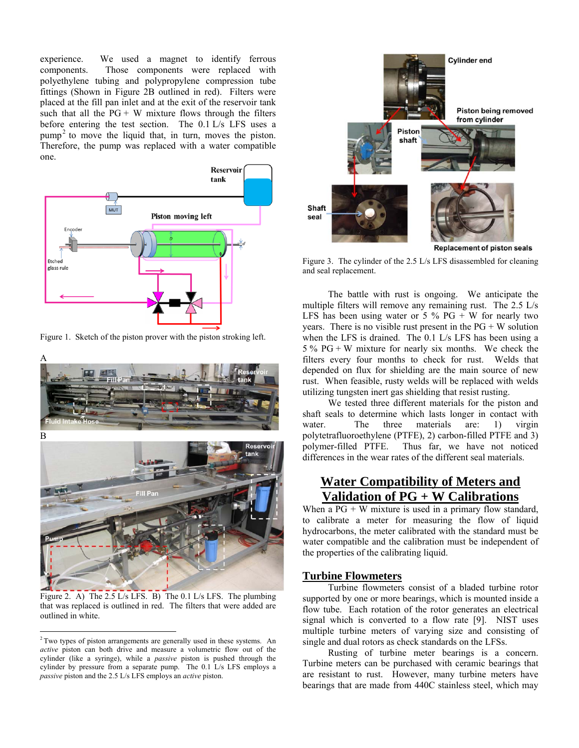experience. We used a magnet to identify ferrous components. Those components were replaced with polyethylene tubing and polypropylene compression tube fittings (Shown in Figure 2B outlined in red). Filters were placed at the fill pan inlet and at the exit of the reservoir tank such that all the PG + W mixture flows through the filters before entering the test section. The 0.1 L/s LFS uses a pump[2] to move the liquid that, in turn, moves the piston. Therefore, the pump was replaced with a water compatible one.

Figure 1. Sketch of the piston prover with the piston stroking left.

Figure 2. A) The 2.5 L/s LFS. B) The 0.1 L/s LFS. The plumbing that was replaced is outlined in red. The filters that were added are outlined in white.

[2] Two types of piston arrangements are generally used in these systems. An *active* piston can both drive and measure a volumetric flow out of the cylinder (like a syringe), while a *passive* piston is pushed through the cylinder by pressure from a separate pump. The 0.1 L/s LFS employs a *passive* piston and the 2.5 L/s LFS employs an *active* piston.

Figure 3. The cylinder of the 2.5 L/s LFS disassembled for cleaning and seal replacement.

The battle with rust is ongoing. We anticipate the multiple filters will remove any remaining rust. The 2.5 L/s LFS has been using water or 5 % PG + W for nearly two years. There is no visible rust present in the PG + W solution when the LFS is drained. The 0.1 L/s LFS has been using a 5 % PG + W mixture for nearly six months. We check the filters every four months to check for rust. Welds that depended on flux for shielding are the main source of new rust. When feasible, rusty welds will be replaced with welds utilizing tungsten inert gas shielding that resist rusting.

We tested three different materials for the piston and shaft seals to determine which lasts longer in contact with water. The three materials are: 1) virgin polytetrafluoroethylene (PTFE), 2) carbon-filled PTFE and 3) polymer-filled PTFE. Thus far, we have not noticed differences in the wear rates of the different seal materials.

## Water Compatibility of Meters and Validation of PG + W Calibrations

When a PG + W mixture is used in a primary flow standard, to calibrate a meter for measuring the flow of liquid hydrocarbons, the meter calibrated with the standard must be water compatible and the calibration must be independent of the properties of the calibrating liquid.

### Turbine Flowmeters

Turbine flowmeters consist of a bladed turbine rotor supported by one or more bearings, which is mounted inside a flow tube. Each rotation of the rotor generates an electrical signal which is converted to a flow rate [9]. NIST uses multiple turbine meters of varying size and consisting of single and dual rotors as check standards on the LFSs.

Rusting of turbine meter bearings is a concern. Turbine meters can be purchased with ceramic bearings that are resistant to rust. However, many turbine meters have bearings that are made from 440C stainless steel, which may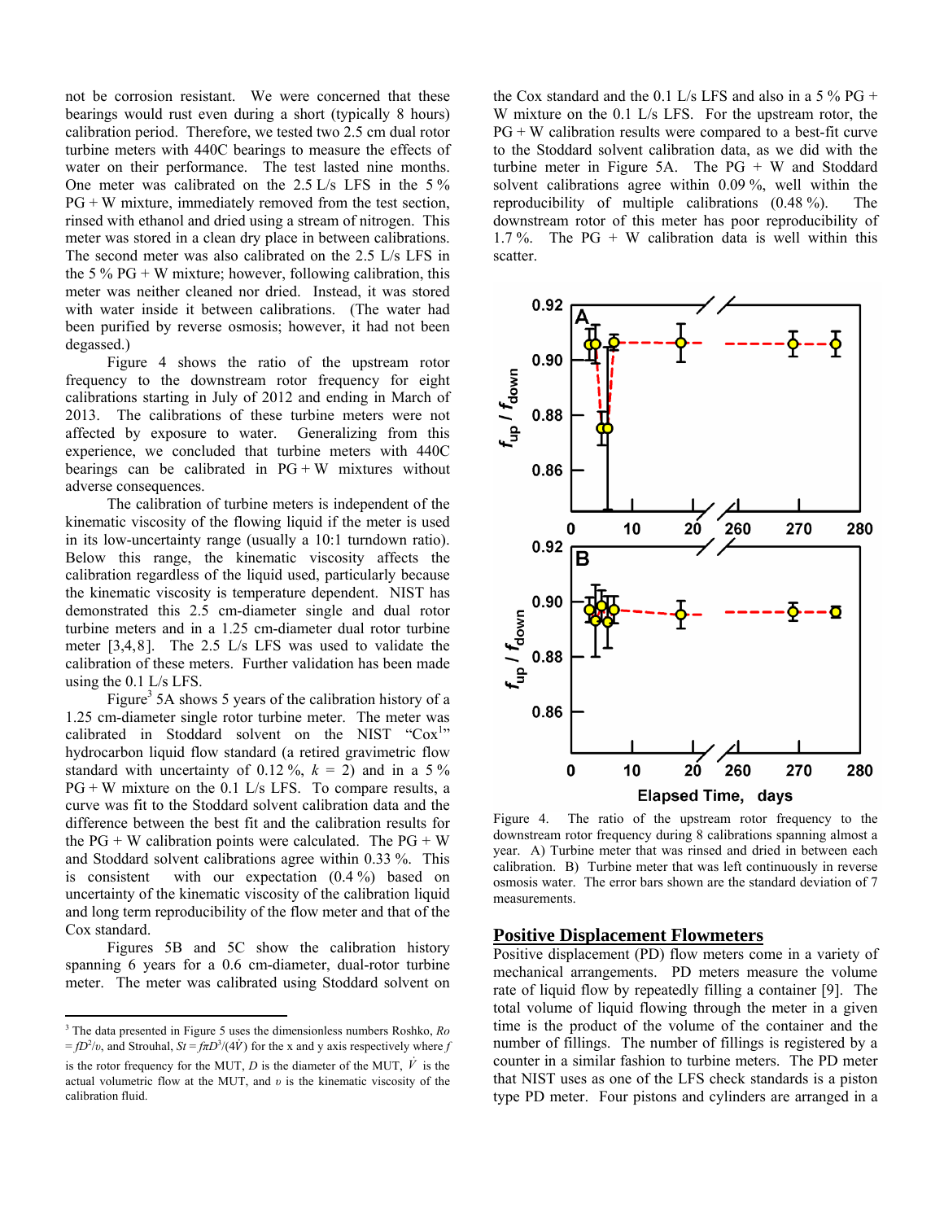not be corrosion resistant. We were concerned that these bearings would rust even during a short (typically 8 hours) calibration period. Therefore, we tested two 2.5 cm dual rotor turbine meters with 440C bearings to measure the effects of water on their performance. The test lasted nine months. One meter was calibrated on the 2.5 L/s LFS in the 5 % PG + W mixture, immediately removed from the test section, rinsed with ethanol and dried using a stream of nitrogen. This meter was stored in a clean dry place in between calibrations. The second meter was also calibrated on the 2.5 L/s LFS in the 5 % PG + W mixture; however, following calibration, this meter was neither cleaned nor dried. Instead, it was stored with water inside it between calibrations. (The water had been purified by reverse osmosis; however, it had not been degassed.)

Figure 4 shows the ratio of the upstream rotor frequency to the downstream rotor frequency for eight calibrations starting in July of 2012 and ending in March of 2013. The calibrations of these turbine meters were not affected by exposure to water. Generalizing from this experience, we concluded that turbine meters with 440C bearings can be calibrated in PG + W mixtures without adverse consequences.

The calibration of turbine meters is independent of the kinematic viscosity of the flowing liquid if the meter is used in its low-uncertainty range (usually a 10:1 turndown ratio). Below this range, the kinematic viscosity affects the calibration regardless of the liquid used, particularly because the kinematic viscosity is temperature dependent. NIST has demonstrated this 2.5 cm-diameter single and dual rotor turbine meters and in a 1.25 cm-diameter dual rotor turbine meter [3,4,8]. The 2.5 L/s LFS was used to validate the calibration of these meters. Further validation has been made using the 0.1 L/s LFS.

Figure[3] 5A shows 5 years of the calibration history of a 1.25 cm-diameter single rotor turbine meter. The meter was calibrated in Stoddard solvent on the NIST "Cox[1]" hydrocarbon liquid flow standard (a retired gravimetric flow standard with uncertainty of 0.12 %, $k$ = 2) and in a 5 % PG + W mixture on the 0.1 L/s LFS. To compare results, a curve was fit to the Stoddard solvent calibration data and the difference between the best fit and the calibration results for the PG + W calibration points were calculated. The PG + W and Stoddard solvent calibrations agree within 0.33 %. This is consistent with our expectation (0.4 %) based on uncertainty of the kinematic viscosity of the calibration liquid and long term reproducibility of the flow meter and that of the Cox standard.

Figures 5B and 5C show the calibration history spanning 6 years for a 0.6 cm-diameter, dual-rotor turbine meter. The meter was calibrated using Stoddard solvent on the Cox standard and the 0.1 L/s LFS and also in a 5 % PG + W mixture on the 0.1 L/s LFS. For the upstream rotor, the PG + W calibration results were compared to a best-fit curve to the Stoddard solvent calibration data, as we did with the turbine meter in Figure 5A. The PG + W and Stoddard solvent calibrations agree within 0.09 %, well within the reproducibility of multiple calibrations (0.48 %). The downstream rotor of this meter has poor reproducibility of 1.7 %. The PG + W calibration data is well within this scatter.

Figure 4. The ratio of the upstream rotor frequency to the downstream rotor frequency during 8 calibrations spanning almost a year. A) Turbine meter that was rinsed and dried in between each calibration. B) Turbine meter that was left continuously in reverse osmosis water. The error bars shown are the standard deviation of 7 measurements.

## Positive Displacement Flowmeters

Positive displacement (PD) flow meters come in a variety of mechanical arrangements. PD meters measure the volume rate of liquid flow by repeatedly filling a container [9]. The total volume of liquid flowing through the meter in a given time is the product of the volume of the container and the number of fillings. The number of fillings is registered by a counter in a similar fashion to turbine meters. The PD meter that NIST uses as one of the LFS check standards is a piston type PD meter. Four pistons and cylinders are arranged in a

---

[3] The data presented in Figure 5 uses the dimensionless numbers Roshko, $Ro = fD^2/\upsilon$, and Strouhal, $St = f\pi D^3/(4\dot{V})$ for the x and y axis respectively where $f$ is the rotor frequency for the MUT, $D$ is the diameter of the MUT, $\dot{V}$ is the actual volumetric flow at the MUT, and $\upsilon$ is the kinematic viscosity of the calibration fluid.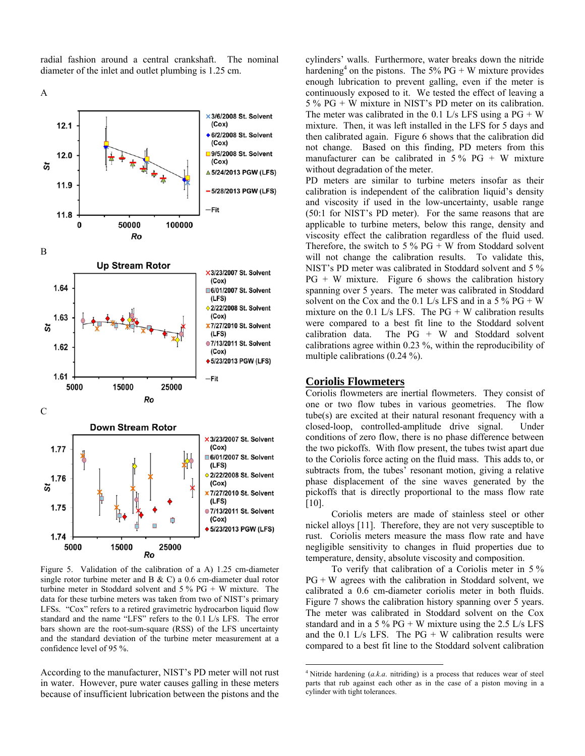radial fashion around a central crankshaft. The nominal diameter of the inlet and outlet plumbing is 1.25 cm.

Figure 5. Validation of the calibration of a A) 1.25 cm-diameter single rotor turbine meter and B & C) a 0.6 cm-diameter dual rotor turbine meter in Stoddard solvent and 5 % PG + W mixture. The data for these turbine meters was taken from two of NIST's primary LFSs. "Cox" refers to a retired gravimetric hydrocarbon liquid flow standard and the name "LFS" refers to the 0.1 L/s LFS. The error bars shown are the root-sum-square (RSS) of the LFS uncertainty and the standard deviation of the turbine meter measurement at a confidence level of 95 %.

According to the manufacturer, NIST's PD meter will not rust in water. However, pure water causes galling in these meters because of insufficient lubrication between the pistons and the cylinders' walls. Furthermore, water breaks down the nitride hardening[4] on the pistons. The 5% PG + W mixture provides enough lubrication to prevent galling, even if the meter is continuously exposed to it. We tested the effect of leaving a 5 % PG + W mixture in NIST's PD meter on its calibration. The meter was calibrated in the 0.1 L/s LFS using a PG + W mixture. Then, it was left installed in the LFS for 5 days and then calibrated again. Figure 6 shows that the calibration did not change. Based on this finding, PD meters from this manufacturer can be calibrated in 5 % PG + W mixture without degradation of the meter.

PD meters are similar to turbine meters insofar as their calibration is independent of the calibration liquid's density and viscosity if used in the low-uncertainty, usable range (50:1 for NIST's PD meter). For the same reasons that are applicable to turbine meters, below this range, density and viscosity effect the calibration regardless of the fluid used. Therefore, the switch to 5 % PG + W from Stoddard solvent will not change the calibration results. To validate this, NIST's PD meter was calibrated in Stoddard solvent and 5 % PG + W mixture. Figure 6 shows the calibration history spanning over 5 years. The meter was calibrated in Stoddard solvent on the Cox and the 0.1 L/s LFS and in a 5 % PG + W mixture on the 0.1 L/s LFS. The PG + W calibration results were compared to a best fit line to the Stoddard solvent calibration data. The PG + W and Stoddard solvent calibrations agree within 0.23 %, within the reproducibility of multiple calibrations (0.24 %).

## Coriolis Flowmeters

Coriolis flowmeters are inertial flowmeters. They consist of one or two flow tubes in various geometries. The flow tube(s) are excited at their natural resonant frequency with a closed-loop, controlled-amplitude drive signal. Under conditions of zero flow, there is no phase difference between the two pickoffs. With flow present, the tubes twist apart due to the Coriolis force acting on the fluid mass. This adds to, or subtracts from, the tubes' resonant motion, giving a relative phase displacement of the sine waves generated by the pickoffs that is directly proportional to the mass flow rate [10].

Coriolis meters are made of stainless steel or other nickel alloys [11]. Therefore, they are not very susceptible to rust. Coriolis meters measure the mass flow rate and have negligible sensitivity to changes in fluid properties due to temperature, density, absolute viscosity and composition.

To verify that calibration of a Coriolis meter in 5 % PG + W agrees with the calibration in Stoddard solvent, we calibrated a 0.6 cm-diameter coriolis meter in both fluids. Figure 7 shows the calibration history spanning over 5 years. The meter was calibrated in Stoddard solvent on the Cox standard and in a 5 % PG + W mixture using the 2.5 L/s LFS and the 0.1 L/s LFS. The PG + W calibration results were compared to a best fit line to the Stoddard solvent calibration

[4] Nitride hardening (*a.k.a.* nitriding) is a process that reduces wear of steel parts that rub against each other as in the case of a piston moving in a cylinder with tight tolerances.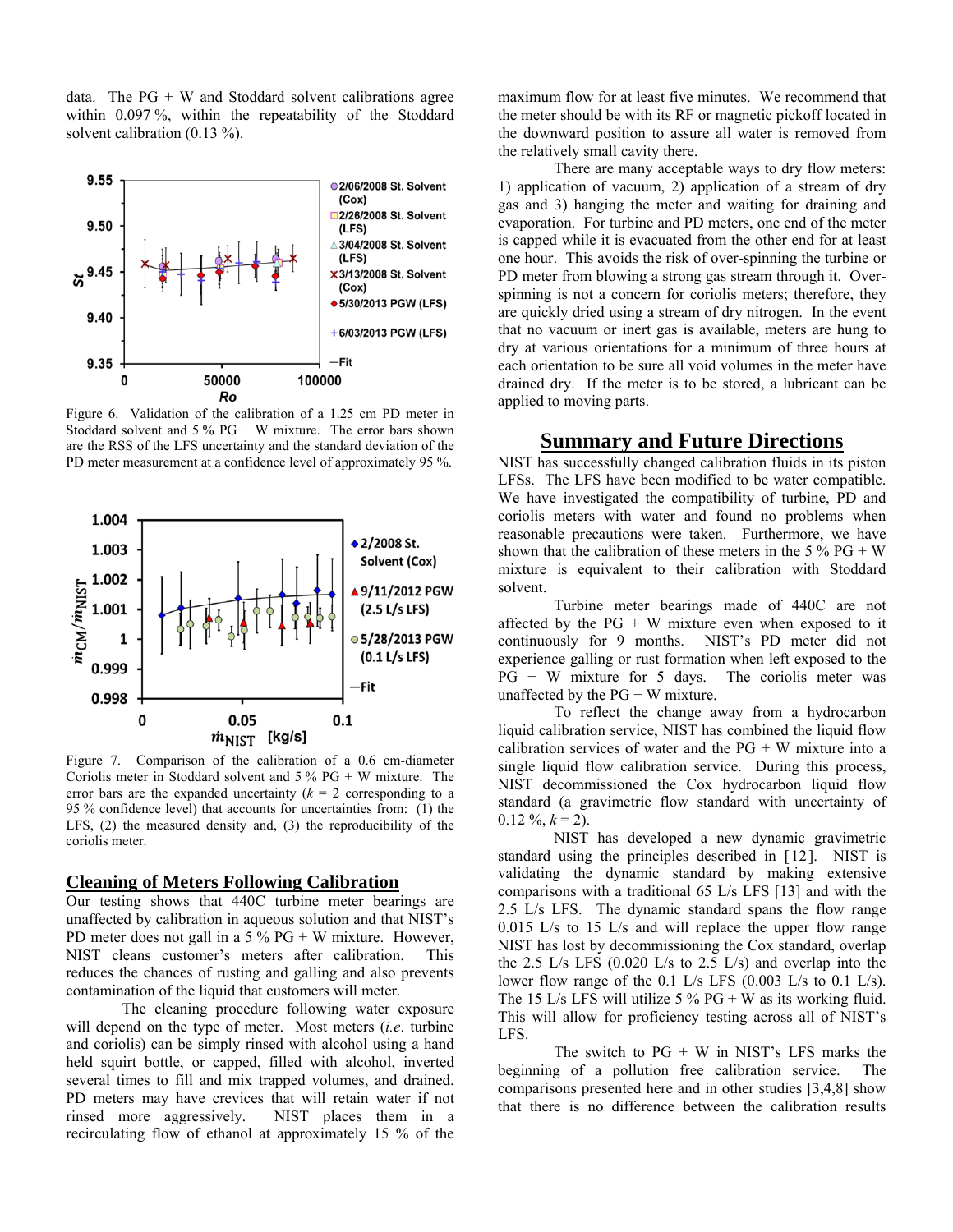data. The PG + W and Stoddard solvent calibrations agree within 0.097 %, within the repeatability of the Stoddard solvent calibration (0.13 %).

Figure 6. Validation of the calibration of a 1.25 cm PD meter in Stoddard solvent and 5 % PG + W mixture. The error bars shown are the RSS of the LFS uncertainty and the standard deviation of the PD meter measurement at a confidence level of approximately 95 %.

Figure 7. Comparison of the calibration of a 0.6 cm-diameter Coriolis meter in Stoddard solvent and 5 % PG + W mixture. The error bars are the expanded uncertainty ($k$ = 2 corresponding to a 95 % confidence level) that accounts for uncertainties from: (1) the LFS, (2) the measured density and, (3) the reproducibility of the coriolis meter.

## Cleaning of Meters Following Calibration

Our testing shows that 440C turbine meter bearings are unaffected by calibration in aqueous solution and that NIST's PD meter does not gall in a 5 % PG + W mixture. However, NIST cleans customer's meters after calibration. This reduces the chances of rusting and galling and also prevents contamination of the liquid that customers will meter.

The cleaning procedure following water exposure will depend on the type of meter. Most meters (*i.e.* turbine and coriolis) can be simply rinsed with alcohol using a hand held squirt bottle, or capped, filled with alcohol, inverted several times to fill and mix trapped volumes, and drained. PD meters may have crevices that will retain water if not rinsed more aggressively. NIST places them in a recirculating flow of ethanol at approximately 15 % of the maximum flow for at least five minutes. We recommend that the meter should be with its RF or magnetic pickoff located in the downward position to assure all water is removed from the relatively small cavity there.

There are many acceptable ways to dry flow meters: 1) application of vacuum, 2) application of a stream of dry gas and 3) hanging the meter and waiting for draining and evaporation. For turbine and PD meters, one end of the meter is capped while it is evacuated from the other end for at least one hour. This avoids the risk of over-spinning the turbine or PD meter from blowing a strong gas stream through it. Over-spinning is not a concern for coriolis meters; therefore, they are quickly dried using a stream of dry nitrogen. In the event that no vacuum or inert gas is available, meters are hung to dry at various orientations for a minimum of three hours at each orientation to be sure all void volumes in the meter have drained dry. If the meter is to be stored, a lubricant can be applied to moving parts.

## Summary and Future Directions

NIST has successfully changed calibration fluids in its piston LFSs. The LFS have been modified to be water compatible. We have investigated the compatibility of turbine, PD and coriolis meters with water and found no problems when reasonable precautions were taken. Furthermore, we have shown that the calibration of these meters in the 5 % PG + W mixture is equivalent to their calibration with Stoddard solvent.

Turbine meter bearings made of 440C are not affected by the PG + W mixture even when exposed to it continuously for 9 months. NIST's PD meter did not experience galling or rust formation when left exposed to the PG + W mixture for 5 days. The coriolis meter was unaffected by the PG + W mixture.

To reflect the change away from a hydrocarbon liquid calibration service, NIST has combined the liquid flow calibration services of water and the PG + W mixture into a single liquid flow calibration service. During this process, NIST decommissioned the Cox hydrocarbon liquid flow standard (a gravimetric flow standard with uncertainty of 0.12 %, $k$ = 2).

NIST has developed a new dynamic gravimetric standard using the principles described in [12]. NIST is validating the dynamic standard by making extensive comparisons with a traditional 65 L/s LFS [13] and with the 2.5 L/s LFS. The dynamic standard spans the flow range 0.015 L/s to 15 L/s and will replace the upper flow range NIST has lost by decommissioning the Cox standard, overlap the 2.5 L/s LFS (0.020 L/s to 2.5 L/s) and overlap into the lower flow range of the 0.1 L/s LFS (0.003 L/s to 0.1 L/s). The 15 L/s LFS will utilize 5 % PG + W as its working fluid. This will allow for proficiency testing across all of NIST's LFS.

The switch to PG + W in NIST's LFS marks the beginning of a pollution free calibration service. The comparisons presented here and in other studies [3,4,8] show that there is no difference between the calibration results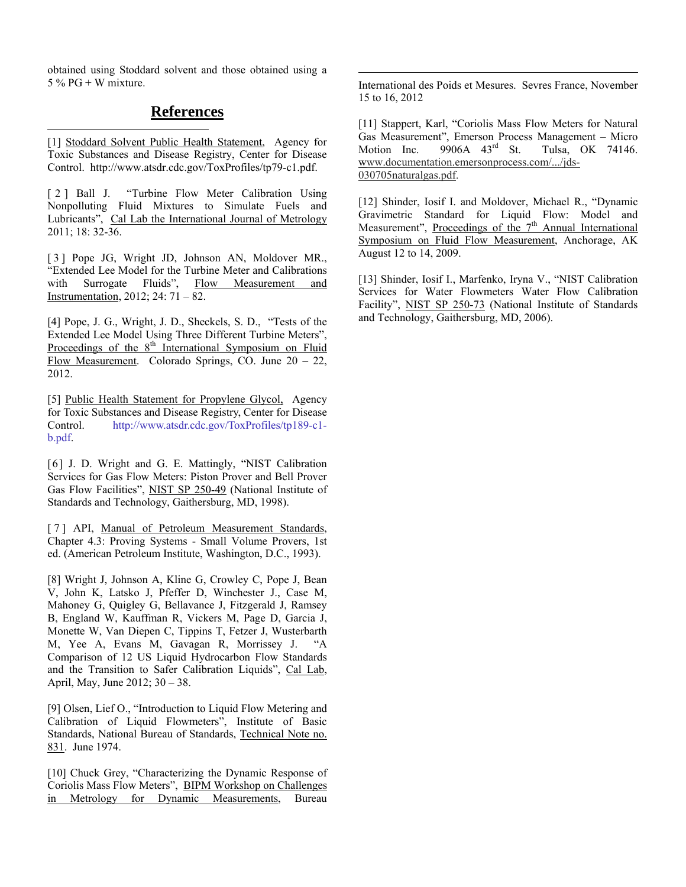obtained using Stoddard solvent and those obtained using a 5 % PG + W mixture.

## References

[1] Stoddard Solvent Public Health Statement, Agency for Toxic Substances and Disease Registry, Center for Disease Control. http://www.atsdr.cdc.gov/ToxProfiles/tp79-c1.pdf.

[2] Ball J. "Turbine Flow Meter Calibration Using Nonpolluting Fluid Mixtures to Simulate Fuels and Lubricants", Cal Lab the International Journal of Metrology 2011; 18: 32-36.

[3] Pope JG, Wright JD, Johnson AN, Moldover MR., "Extended Lee Model for the Turbine Meter and Calibrations with Surrogate Fluids", Flow Measurement and Instrumentation, 2012; 24: 71 – 82.

[4] Pope, J. G., Wright, J. D., Sheckels, S. D., "Tests of the Extended Lee Model Using Three Different Turbine Meters", Proceedings of the 8th International Symposium on Fluid Flow Measurement. Colorado Springs, CO. June 20 – 22, 2012.

[5] Public Health Statement for Propylene Glycol, Agency for Toxic Substances and Disease Registry, Center for Disease Control. http://www.atsdr.cdc.gov/ToxProfiles/tp189-c1-b.pdf.

[6] J. D. Wright and G. E. Mattingly, "NIST Calibration Services for Gas Flow Meters: Piston Prover and Bell Prover Gas Flow Facilities", NIST SP 250-49 (National Institute of Standards and Technology, Gaithersburg, MD, 1998).

[7] API, Manual of Petroleum Measurement Standards, Chapter 4.3: Proving Systems - Small Volume Provers, 1st ed. (American Petroleum Institute, Washington, D.C., 1993).

[8] Wright J, Johnson A, Kline G, Crowley C, Pope J, Bean V, John K, Latsko J, Pfeffer D, Winchester J., Case M, Mahoney G, Quigley G, Bellavance J, Fitzgerald J, Ramsey B, England W, Kauffman R, Vickers M, Page D, Garcia J, Monette W, Van Diepen C, Tippins T, Fetzer J, Wusterbarth M, Yee A, Evans M, Gavagan R, Morrissey J. "A Comparison of 12 US Liquid Hydrocarbon Flow Standards and the Transition to Safer Calibration Liquids", Cal Lab, April, May, June 2012; 30 – 38.

[9] Olsen, Lief O., "Introduction to Liquid Flow Metering and Calibration of Liquid Flowmeters", Institute of Basic Standards, National Bureau of Standards, Technical Note no. 831. June 1974.

[10] Chuck Grey, "Characterizing the Dynamic Response of Coriolis Mass Flow Meters", BIPM Workshop on Challenges in Metrology for Dynamic Measurements, Bureau International des Poids et Mesures. Sevres France, November 15 to 16, 2012

[11] Stappert, Karl, "Coriolis Mass Flow Meters for Natural Gas Measurement", Emerson Process Management – Micro Motion Inc. 9906A 43rd St. Tulsa, OK 74146. www.documentation.emersonprocess.com/.../jds-030705naturalgas.pdf.

[12] Shinder, Iosif I. and Moldover, Michael R., "Dynamic Gravimetric Standard for Liquid Flow: Model and Measurement", Proceedings of the 7th Annual International Symposium on Fluid Flow Measurement, Anchorage, AK August 12 to 14, 2009.

[13] Shinder, Iosif I., Marfenko, Iryna V., "NIST Calibration Services for Water Flowmeters Water Flow Calibration Facility", NIST SP 250-73 (National Institute of Standards and Technology, Gaithersburg, MD, 2006).